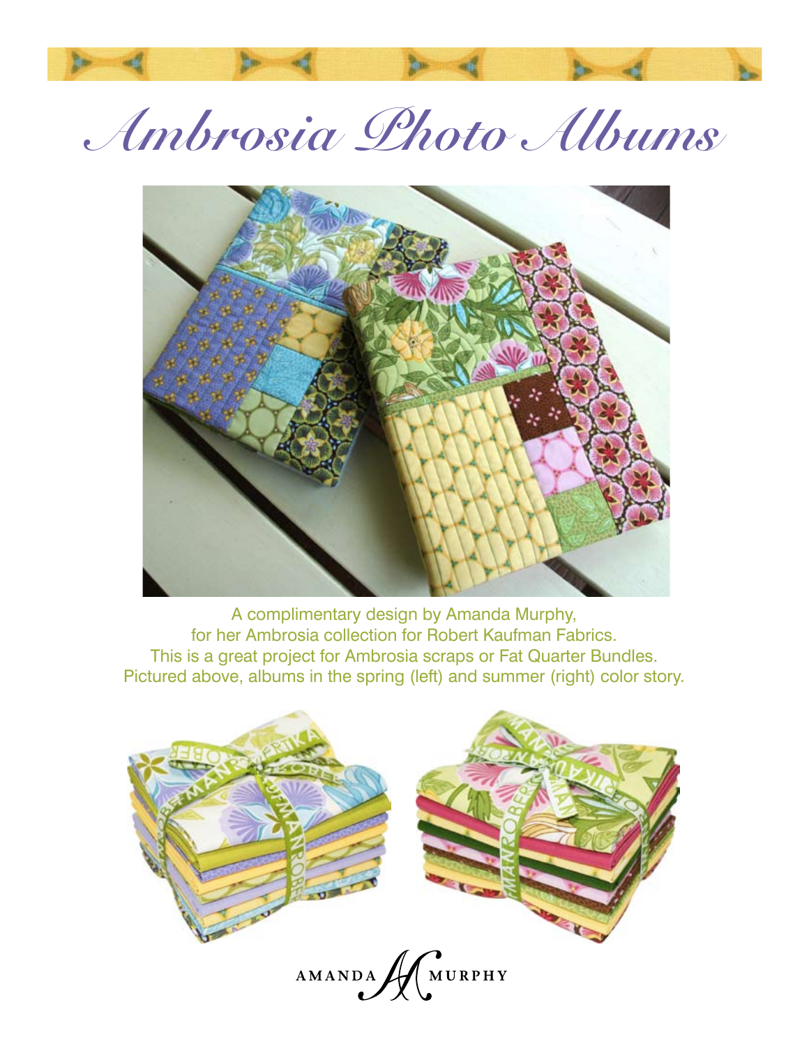# Ambrosia Photo Albums

A complimentary design by Amanda Murphy,
for her Ambrosia collection for Robert Kaufman Fabrics.
This is a great project for Ambrosia scraps or Fat Quarter Bundles.
Pictured above, albums in the spring (left) and summer (right) color story.

AMANDA MURPHY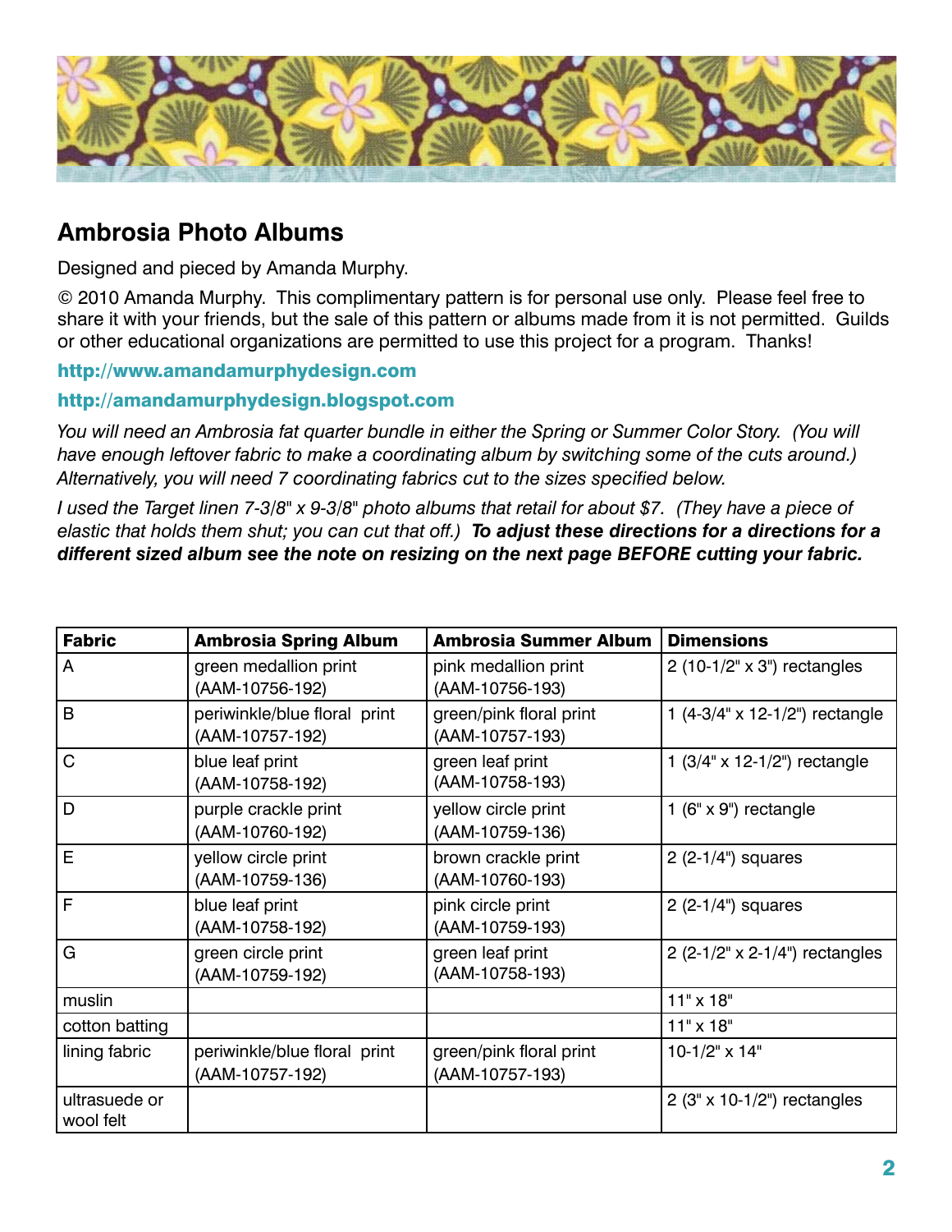## Ambrosia Photo Albums

Designed and pieced by Amanda Murphy.

© 2010 Amanda Murphy. This complimentary pattern is for personal use only. Please feel free to share it with your friends, but the sale of this pattern or albums made from it is not permitted. Guilds or other educational organizations are permitted to use this project for a program. Thanks!

**http://www.amandamurphydesign.com**

**http://amandamurphydesign.blogspot.com**

*You will need an Ambrosia fat quarter bundle in either the Spring or Summer Color Story. (You will have enough leftover fabric to make a coordinating album by switching some of the cuts around.) Alternatively, you will need 7 coordinating fabrics cut to the sizes specified below.*

*I used the Target linen 7-3/8" x 9-3/8" photo albums that retail for about $7. (They have a piece of elastic that holds them shut; you can cut that off.)* ***To adjust these directions for a directions for a different sized album see the note on resizing on the next page BEFORE cutting your fabric.***

| Fabric | Ambrosia Spring Album | Ambrosia Summer Album | Dimensions |
|---|---|---|---|
| A | green medallion print (AAM-10756-192) | pink medallion print (AAM-10756-193) | 2 (10-1/2" x 3") rectangles |
| B | periwinkle/blue floral print (AAM-10757-192) | green/pink floral print (AAM-10757-193) | 1 (4-3/4" x 12-1/2") rectangle |
| C | blue leaf print (AAM-10758-192) | green leaf print (AAM-10758-193) | 1 (3/4" x 12-1/2") rectangle |
| D | purple crackle print (AAM-10760-192) | yellow circle print (AAM-10759-136) | 1 (6" x 9") rectangle |
| E | yellow circle print (AAM-10759-136) | brown crackle print (AAM-10760-193) | 2 (2-1/4") squares |
| F | blue leaf print (AAM-10758-192) | pink circle print (AAM-10759-193) | 2 (2-1/4") squares |
| G | green circle print (AAM-10759-192) | green leaf print (AAM-10758-193) | 2 (2-1/2" x 2-1/4") rectangles |
| muslin | | | 11" x 18" |
| cotton batting | | | 11" x 18" |
| lining fabric | periwinkle/blue floral print (AAM-10757-192) | green/pink floral print (AAM-10757-193) | 10-1/2" x 14" |
| ultrasuede or wool felt | | | 2 (3" x 10-1/2") rectangles |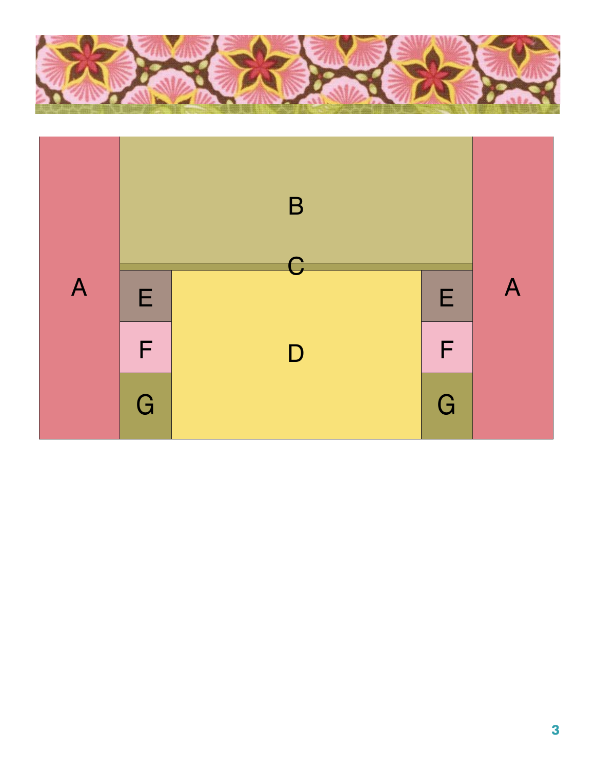A

B

C

E

F

G

D

E

F

G

A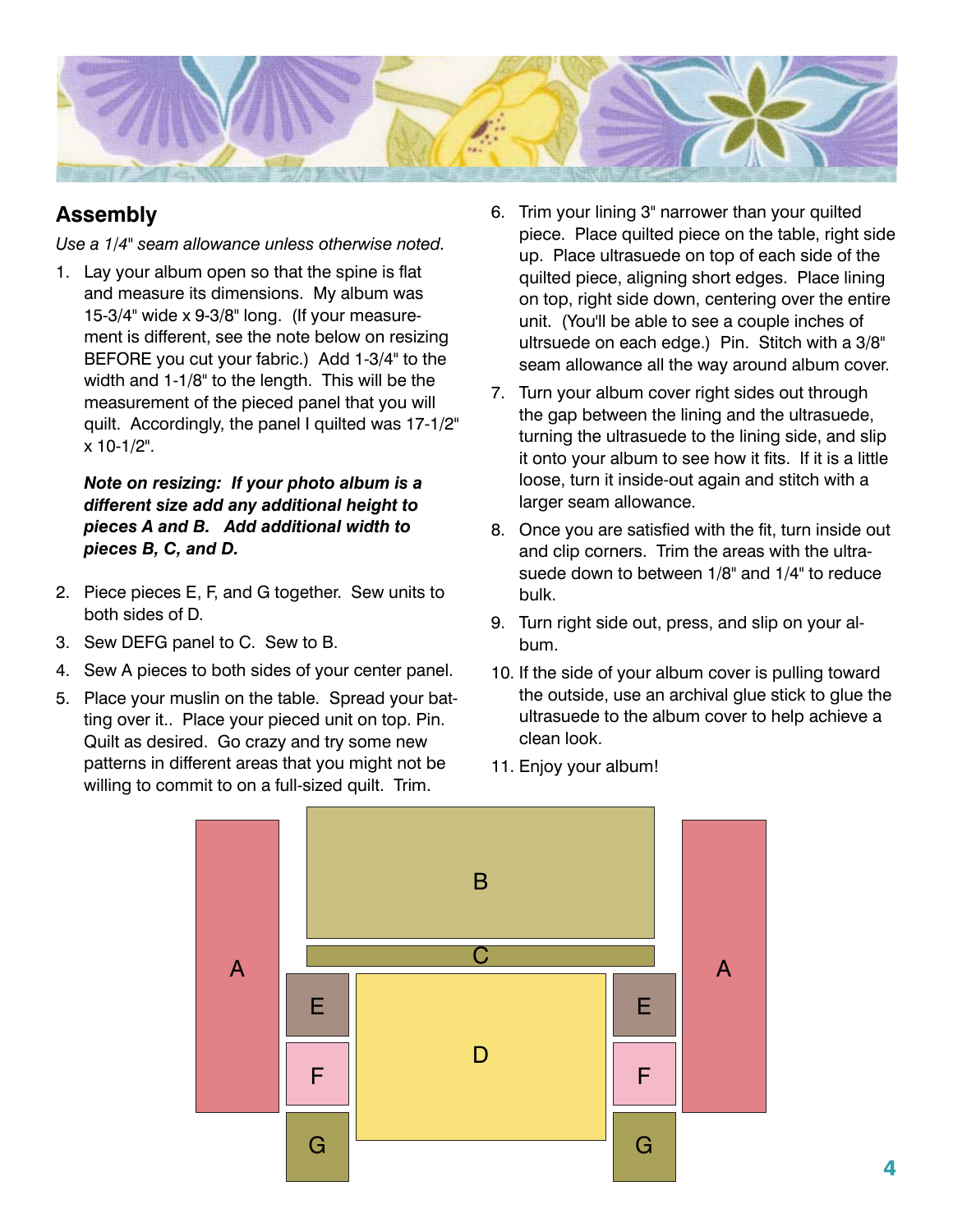## Assembly

*Use a 1/4" seam allowance unless otherwise noted.*

1. Lay your album open so that the spine is flat and measure its dimensions. My album was 15-3/4" wide x 9-3/8" long. (If your measurement is different, see the note below on resizing BEFORE you cut your fabric.) Add 1-3/4" to the width and 1-1/8" to the length. This will be the measurement of the pieced panel that you will quilt. Accordingly, the panel I quilted was 17-1/2" x 10-1/2".

   ***Note on resizing: If your photo album is a different size add any additional height to pieces A and B. Add additional width to pieces B, C, and D.***

2. Piece pieces E, F, and G together. Sew units to both sides of D.
3. Sew DEFG panel to C. Sew to B.
4. Sew A pieces to both sides of your center panel.
5. Place your muslin on the table. Spread your batting over it.. Place your pieced unit on top. Pin. Quilt as desired. Go crazy and try some new patterns in different areas that you might not be willing to commit to on a full-sized quilt. Trim.
6. Trim your lining 3" narrower than your quilted piece. Place quilted piece on the table, right side up. Place ultrasuede on top of each side of the quilted piece, aligning short edges. Place lining on top, right side down, centering over the entire unit. (You'll be able to see a couple inches of ultrsuede on each edge.) Pin. Stitch with a 3/8" seam allowance all the way around album cover.
7. Turn your album cover right sides out through the gap between the lining and the ultrasuede, turning the ultrasuede to the lining side, and slip it onto your album to see how it fits. If it is a little loose, turn it inside-out again and stitch with a larger seam allowance.
8. Once you are satisfied with the fit, turn inside out and clip corners. Trim the areas with the ultrasuede down to between 1/8" and 1/4" to reduce bulk.
9. Turn right side out, press, and slip on your album.
10. If the side of your album cover is pulling toward the outside, use an archival glue stick to glue the ultrasuede to the album cover to help achieve a clean look.
11. Enjoy your album!

A
B
C
E
F
G
D
E
F
G
A